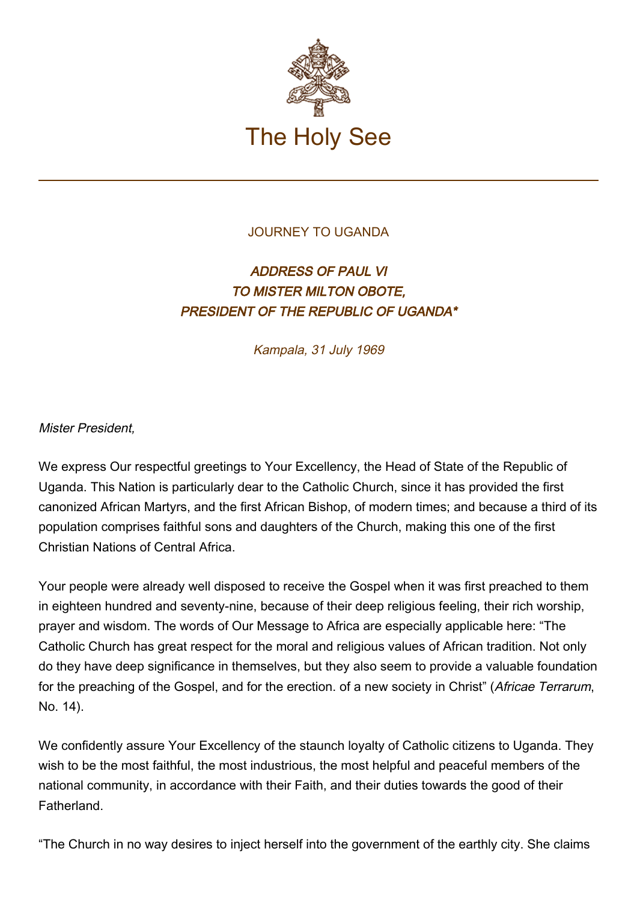# The Holy See

JOURNEY TO UGANDA

## *ADDRESS OF PAUL VI TO MISTER MILTON OBOTE, PRESIDENT OF THE REPUBLIC OF UGANDA**

*Kampala, 31 July 1969*

*Mister President,*

We express Our respectful greetings to Your Excellency, the Head of State of the Republic of Uganda. This Nation is particularly dear to the Catholic Church, since it has provided the first canonized African Martyrs, and the first African Bishop, of modern times; and because a third of its population comprises faithful sons and daughters of the Church, making this one of the first Christian Nations of Central Africa.

Your people were already well disposed to receive the Gospel when it was first preached to them in eighteen hundred and seventy-nine, because of their deep religious feeling, their rich worship, prayer and wisdom. The words of Our Message to Africa are especially applicable here: "The Catholic Church has great respect for the moral and religious values of African tradition. Not only do they have deep significance in themselves, but they also seem to provide a valuable foundation for the preaching of the Gospel, and for the erection. of a new society in Christ" (*Africae Terrarum*, No. 14).

We confidently assure Your Excellency of the staunch loyalty of Catholic citizens to Uganda. They wish to be the most faithful, the most industrious, the most helpful and peaceful members of the national community, in accordance with their Faith, and their duties towards the good of their Fatherland.

"The Church in no way desires to inject herself into the government of the earthly city. She claims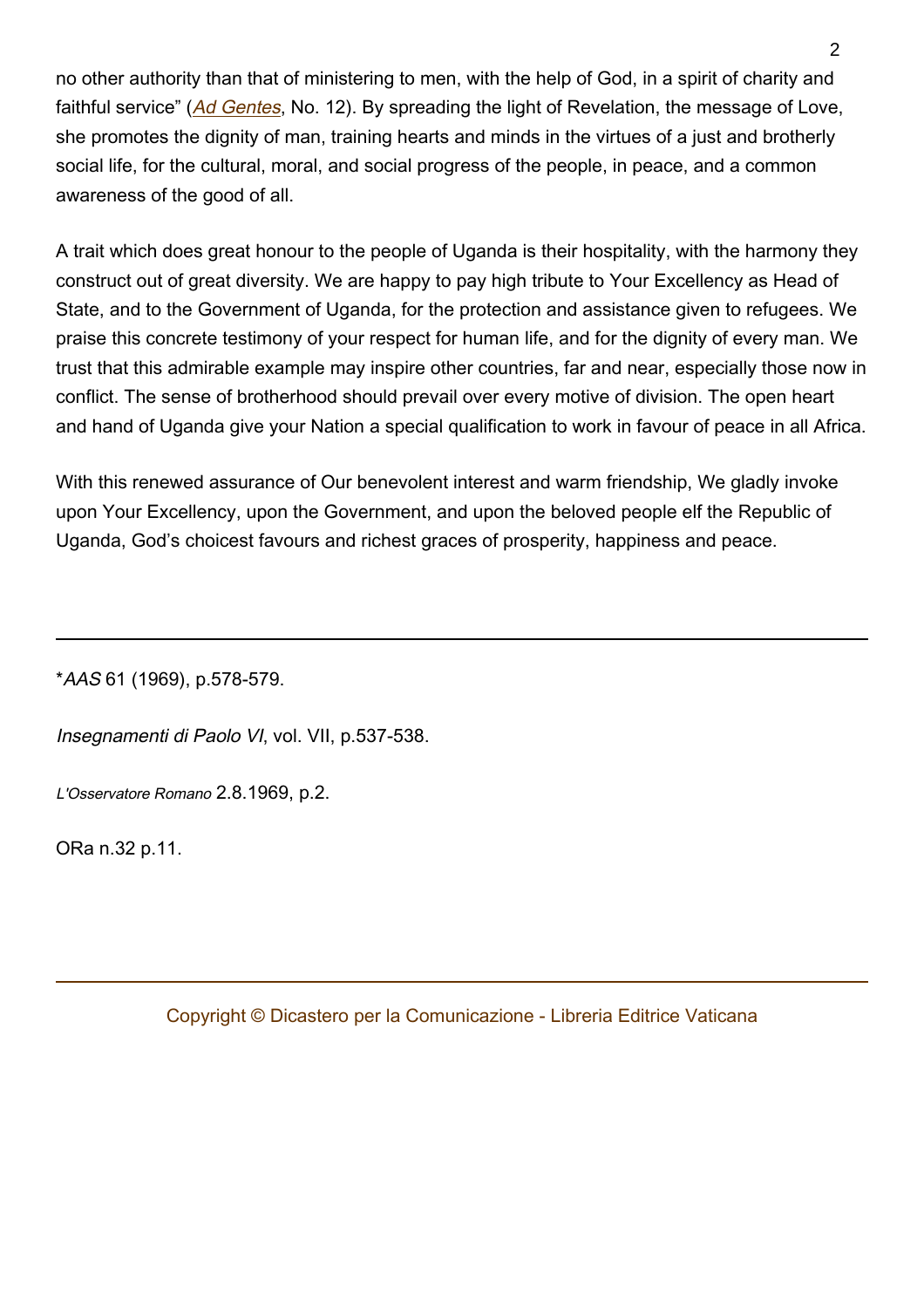no other authority than that of ministering to men, with the help of God, in a spirit of charity and faithful service" (*Ad Gentes*, No. 12). By spreading the light of Revelation, the message of Love, she promotes the dignity of man, training hearts and minds in the virtues of a just and brotherly social life, for the cultural, moral, and social progress of the people, in peace, and a common awareness of the good of all.

A trait which does great honour to the people of Uganda is their hospitality, with the harmony they construct out of great diversity. We are happy to pay high tribute to Your Excellency as Head of State, and to the Government of Uganda, for the protection and assistance given to refugees. We praise this concrete testimony of your respect for human life, and for the dignity of every man. We trust that this admirable example may inspire other countries, far and near, especially those now in conflict. The sense of brotherhood should prevail over every motive of division. The open heart and hand of Uganda give your Nation a special qualification to work in favour of peace in all Africa.

With this renewed assurance of Our benevolent interest and warm friendship, We gladly invoke upon Your Excellency, upon the Government, and upon the beloved people elf the Republic of Uganda, God's choicest favours and richest graces of prosperity, happiness and peace.

---

**AAS* 61 (1969), p.578-579.

*Insegnamenti di Paolo VI*, vol. VII, p.537-538.

*L'Osservatore Romano* 2.8.1969, p.2.

ORa n.32 p.11.

---

Copyright © Dicastero per la Comunicazione - Libreria Editrice Vaticana